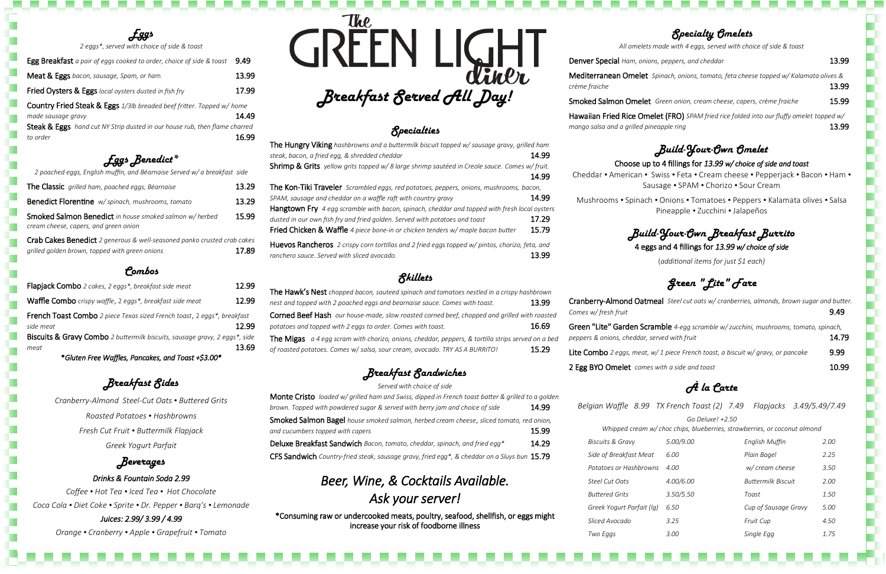# The GREEN LIGHT diner

## Breakfast Served All Day!

## Eggs

*2 eggs\*, served with choice of side & toast*

**Egg Breakfast** *a pair of eggs cooked to order, choice of side & toast* 9.49

**Meat & Eggs** *bacon, sausage, Spam, or ham* 13.99

**Fried Oysters & Eggs** *local oysters dusted in fish fry* 17.99

**Country Fried Steak & Eggs** *1/3lb breaded beef fritter. Topped w/ home made sausage gravy* 14.49

**Steak & Eggs** *hand cut NY Strip dusted in our house rub, then flame charred to order* 16.99

## Eggs Benedict*

*2 poached eggs, English muffin, and Béarnaise Served w/ a breakfast side*

**The Classic** *grilled ham, poached eggs, Béarnaise* 13.29

**Benedict Florentine** *w/ spinach, mushrooms, tomato* 13.29

**Smoked Salmon Benedict** *in house smoked salmon w/ herbed cream cheese, capers, and green onion* 15.99

**Crab Cakes Benedict** *2 generous & well-seasoned panko crusted crab cakes grilled golden brown, topped with green onions* 17.89

## Combos

**Flapjack Combo** *2 cakes, 2 eggs\*, breakfast side meat* 12.99

**Waffle Combo** *crispy waffle, 2 eggs\*, breakfast side meat* 12.99

**French Toast Combo** *2 piece Texas sized French toast, 2 eggs\*, breakfast side meat* 12.99

**Biscuits & Gravy Combo** *2 buttermilk biscuits, sausage gravy, 2 eggs\*, side meat* 13.69

***Gluten Free Waffles, Pancakes, and Toast +$3.00\****

## Breakfast Sides

*Cranberry-Almond Steel-Cut Oats • Buttered Grits*

*Roasted Potatoes • Hashbrowns*

*Fresh Cut Fruit • Buttermilk Flapjack*

*Greek Yogurt Parfait*

## Beverages

***Drinks & Fountain Soda 2.99***

*Coffee • Hot Tea • Iced Tea • Hot Chocolate*

*Coca Cola • Diet Coke • Sprite • Dr. Pepper • Barq's • Lemonade*

***Juices: 2.99/ 3.99 / 4.99***

*Orange • Cranberry • Apple • Grapefruit • Tomato*

## Specialties

**The Hungry Viking** *hashbrowns and a buttermilk biscuit topped w/ sausage gravy, grilled ham steak, bacon, a fried egg, & shredded cheddar* 14.99

**Shrimp & Grits** *yellow grits topped w/ 8 large shrimp sautéed in Creole sauce. Comes w/ fruit.* 14.99

**The Kon-Tiki Traveler** *Scrambled eggs, red potatoes, peppers, onions, mushrooms, bacon, SPAM, sausage and cheddar on a waffle raft with country gravy* 14.99

**Hangtown Fry** *4 egg scramble with bacon, spinach, cheddar and topped with fresh local oysters dusted in our own fish fry and fried golden. Served with potatoes and toast* 17.29

**Fried Chicken & Waffle** *4 piece bone-in or chicken tenders w/ maple bacon butter* 15.79

**Huevos Rancheros** *2 crispy corn tortillas and 2 fried eggs topped w/ pintos, chorizo, feta, and ranchero sauce. Served with sliced avocado.* 13.99

## Skillets

**The Hawk's Nest** *chopped bacon, sauteed spinach and tomatoes nestled in a crispy hashbrown nest and topped with 2 poached eggs and béarnaise sauce. Comes with toast.* 13.99

**Corned Beef Hash** *our house-made, slow roasted corned beef, chopped and grilled with roasted potatoes and topped with 2 eggs to order. Comes with toast.* 16.69

**The Migas** *a 4 egg scram with chorizo, onions, cheddar, peppers, & tortilla strips served on a bed of roasted potatoes. Comes w/ salsa, sour cream, avocado. TRY AS A BURRITO!* 15.29

## Breakfast Sandwiches

*Served with choice of side*

**Monte Cristo** *loaded w/ grilled ham and Swiss, dipped in French toast batter & grilled to a golden brown. Topped with powdered sugar & served with berry jam and choice of side* 14.99

**Smoked Salmon Bagel** *house smoked salmon, herbed cream cheese, sliced tomato, red onion, and cucumbers topped with capers* 15.99

**Deluxe Breakfast Sandwich** *Bacon, tomato, cheddar, spinach, and fried egg\** 14.29

**CFS Sandwich** *Country-fried steak, sausage gravy, fried egg\*, & cheddar on a Sluys bun* 15.79

*Beer, Wine, & Cocktails Available.*
*Ask your server!*

**\*Consuming raw or undercooked meats, poultry, seafood, shellfish, or eggs might increase your risk of foodborne illness**

## Specialty Omelets

*All omelets made with 4 eggs, served with choice of side & toast*

**Denver Special** *Ham, onions, peppers, and cheddar* 13.99

**Mediterranean Omelet** *Spinach, onions, tomato, feta cheese topped w/ Kalamata olives & crème fraiche* 13.99

**Smoked Salmon Omelet** *Green onion, cream cheese, capers, crème fraiche* 15.99

**Hawaiian Fried Rice Omelet (FRO)** *SPAM fried rice folded into our fluffy omelet topped w/ mango salsa and a grilled pineapple ring* 13.99

## Build-Your-Own Omelet

**Choose up to 4 fillings for *13.99 w/ choice of side and toast***

Cheddar • American • Swiss • Feta • Cream cheese • Pepperjack • Bacon • Ham • Sausage • SPAM • Chorizo • Sour Cream

Mushrooms • Spinach • Onions • Tomatoes • Peppers • Kalamata olives • Salsa Pineapple • Zucchini • Jalapeños

## Build-Your-Own Breakfast Burrito

**4 eggs and 4 fillings for *13.99 w/ choice of side***

*(additional items for just $1 each)*

## Green "Lite" Fare

**Cranberry-Almond Oatmeal** *Steel cut oats w/ cranberries, almonds, brown sugar and butter. Comes w/ fresh fruit* 9.49

**Green "Lite" Garden Scramble** *4-egg scramble w/ zucchini, mushrooms, tomato, spinach, peppers & onions, cheddar, served with fruit* 14.79

**Lite Combo** *2 eggs, meat, w/ 1 piece French toast, a biscuit w/ gravy, or pancake* 9.99

**2 Egg BYO Omelet** *comes with a side and toast* 10.99

## À la Carte

*Belgian Waffle 8.99 TX French Toast (2) 7.49 Flapjacks 3.49/5.49/7.49*

*Go Deluxe! +2.50*

*Whipped cream w/ choc chips, blueberries, strawberries, or coconut almond*

| | | | |
|---|---|---|---|
| *Biscuits & Gravy* | *5.00/9.00* | *English Muffin* | *2.00* |
| *Side of Breakfast Meat* | *6.00* | *Plain Bagel* | *2.25* |
| *Potatoes or Hashbrowns* | *4.00* | *w/ cream cheese* | *3.50* |
| *Steel Cut Oats* | *4.00/6.00* | *Buttermilk Biscuit* | *2.00* |
| *Buttered Grits* | *3.50/5.50* | *Toast* | *1.50* |
| *Greek Yogurt Parfait (lg)* | *6.50* | *Cup of Sausage Gravy* | *5.00* |
| *Sliced Avocado* | *3.25* | *Fruit Cup* | *4.50* |
| *Two Eggs* | *3.00* | *Single Egg* | *1.75* |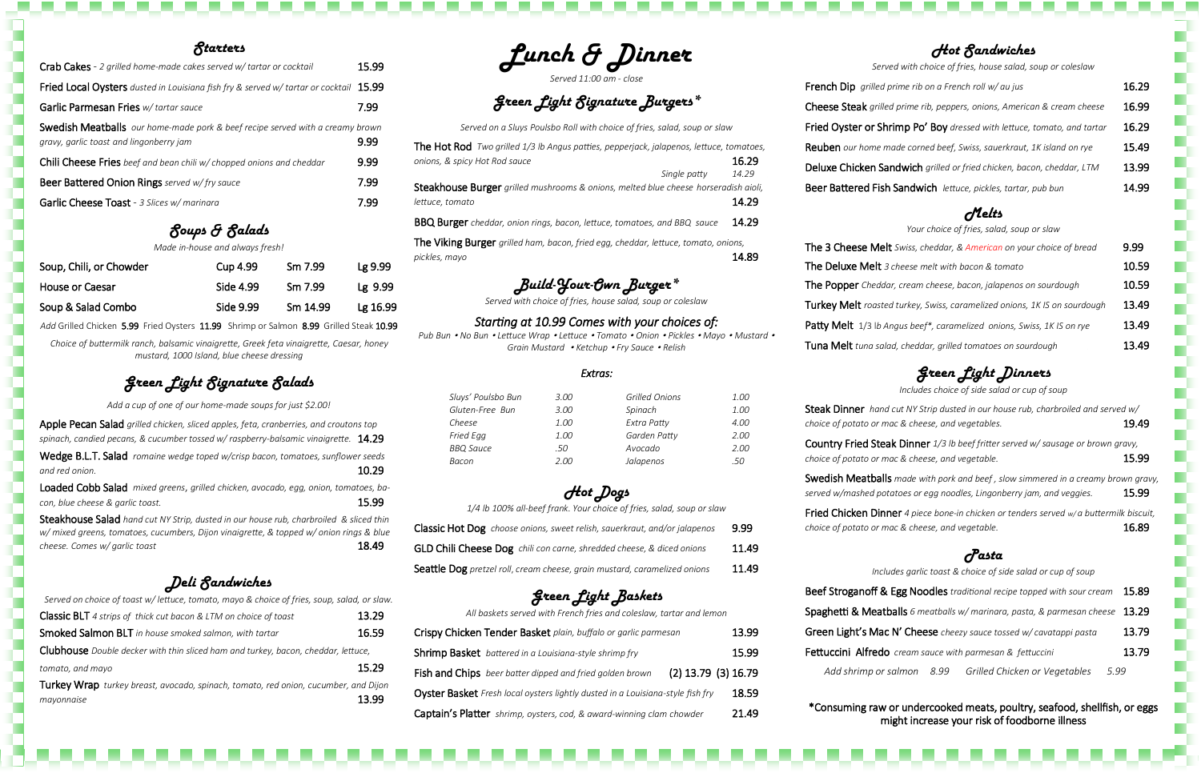# Lunch & Dinner

*Served 11:00 am - close*

## Starters

| | |
|---|---|
| Crab Cakes - *2 grilled home-made cakes served w/ tartar or cocktail* | 15.99 |
| Fried Local Oysters *dusted in Louisiana fish fry & served w/ tartar or cocktail* | 15.99 |
| Garlic Parmesan Fries *w/ tartar sauce* | 7.99 |
| Swedish Meatballs *our home-made pork & beef recipe served with a creamy brown gravy, garlic toast and lingonberry jam* | 9.99 |
| Chili Cheese Fries *beef and bean chili w/ chopped onions and cheddar* | 9.99 |
| Beer Battered Onion Rings *served w/ fry sauce* | 7.99 |
| Garlic Cheese Toast - *3 Slices w/ marinara* | 7.99 |

## Soups & Salads

*Made in-house and always fresh!*

| | | | |
|---|---|---|---|
| Soup, Chili, or Chowder | Cup 4.99 | Sm 7.99 | Lg 9.99 |
| House or Caesar | Side 4.99 | Sm 7.99 | Lg 9.99 |
| Soup & Salad Combo | Side 9.99 | Sm 14.99 | Lg 16.99 |

*Add* Grilled Chicken **5.99** Fried Oysters **11.99** Shrimp or Salmon **8.99** Grilled Steak **10.99**

*Choice of buttermilk ranch, balsamic vinaigrette, Greek feta vinaigrette, Caesar, honey mustard, 1000 Island, blue cheese dressing*

## Green Light Signature Salads

*Add a cup of one of our home-made soups for just $2.00!*

| | |
|---|---|
| Apple Pecan Salad *grilled chicken, sliced apples, feta, cranberries, and croutons top spinach, candied pecans, & cucumber tossed w/ raspberry-balsamic vinaigrette.* | 14.29 |
| Wedge B.L.T. Salad *romaine wedge toped w/crisp bacon, tomatoes, sunflower seeds and red onion.* | 10.29 |
| Loaded Cobb Salad *mixed greens, grilled chicken, avocado, egg, onion, tomatoes, bacon, blue cheese & garlic toast.* | 15.99 |
| Steakhouse Salad *hand cut NY Strip, dusted in our house rub, charbroiled & sliced thin w/ mixed greens, tomatoes, cucumbers, Dijon vinaigrette, & topped w/ onion rings & blue cheese. Comes w/ garlic toast* | 18.49 |

## Deli Sandwiches

*Served on choice of toast w/ lettuce, tomato, mayo & choice of fries, soup, salad, or slaw.*

| | |
|---|---|
| Classic BLT *4 strips of thick cut bacon & LTM on choice of toast* | 13.29 |
| Smoked Salmon BLT *in house smoked salmon, with tartar* | 16.59 |
| Clubhouse *Double decker with thin sliced ham and turkey, bacon, cheddar, lettuce, tomato, and mayo* | 15.29 |
| Turkey Wrap *turkey breast, avocado, spinach, tomato, red onion, cucumber, and Dijon mayonnaise* | 13.99 |

## Green Light Signature Burgers*

*Served on a Sluys Poulsbo Roll with choice of fries, salad, soup or slaw*

| | |
|---|---|
| The Hot Rod *Two grilled 1/3 lb Angus patties, pepperjack, jalapenos, lettuce, tomatoes, onions, & spicy Hot Rod sauce* | 16.29 |
| *Single patty* | *14.29* |
| Steakhouse Burger *grilled mushrooms & onions, melted blue cheese horseradish aioli, lettuce, tomato* | 14.29 |
| BBQ Burger *cheddar, onion rings, bacon, lettuce, tomatoes, and BBQ sauce* | 14.29 |
| The Viking Burger *grilled ham, bacon, fried egg, cheddar, lettuce, tomato, onions, pickles, mayo* | 14.89 |

## Build-Your-Own Burger*

*Served with choice of fries, house salad, soup or coleslaw*

### Starting at 10.99 Comes with your choices of:

*Pub Bun • No Bun • Lettuce Wrap • Lettuce • Tomato • Onion • Pickles • Mayo • Mustard • Grain Mustard • Ketchup • Fry Sauce • Relish*

*Extras:*

| | | | |
|---|---|---|---|
| *Sluys' Poulsbo Bun* | *3.00* | *Grilled Onions* | *1.00* |
| *Gluten-Free Bun* | *3.00* | *Spinach* | *1.00* |
| *Cheese* | *1.00* | *Extra Patty* | *4.00* |
| *Fried Egg* | *1.00* | *Garden Patty* | *2.00* |
| *BBQ Sauce* | *.50* | *Avocado* | *2.00* |
| *Bacon* | *2.00* | *Jalapenos* | *.50* |

## Hot Dogs

*1/4 lb 100% all-beef frank. Your choice of fries, salad, soup or slaw*

| | |
|---|---|
| Classic Hot Dog *choose onions, sweet relish, sauerkraut, and/or jalapenos* | 9.99 |
| GLD Chili Cheese Dog *chili con carne, shredded cheese, & diced onions* | 11.49 |
| Seattle Dog *pretzel roll, cream cheese, grain mustard, caramelized onions* | 11.49 |

## Green Light Baskets

*All baskets served with French fries and coleslaw, tartar and lemon*

| | |
|---|---|
| Crispy Chicken Tender Basket *plain, buffalo or garlic parmesan* | 13.99 |
| Shrimp Basket *battered in a Louisiana-style shrimp fry* | 15.99 |
| Fish and Chips *beer batter dipped and fried golden brown* | (2) 13.79 (3) 16.79 |
| Oyster Basket *Fresh local oysters lightly dusted in a Louisiana-style fish fry* | 18.59 |
| Captain's Platter *shrimp, oysters, cod, & award-winning clam chowder* | 21.49 |

## Hot Sandwiches

*Served with choice of fries, house salad, soup or coleslaw*

| | |
|---|---|
| French Dip *grilled prime rib on a French roll w/ au jus* | 16.29 |
| Cheese Steak *grilled prime rib, peppers, onions, American & cream cheese* | 16.99 |
| Fried Oyster or Shrimp Po' Boy *dressed with lettuce, tomato, and tartar* | 16.29 |
| Reuben *our home made corned beef, Swiss, sauerkraut, 1K island on rye* | 15.49 |
| Deluxe Chicken Sandwich *grilled or fried chicken, bacon, cheddar, LTM* | 13.99 |
| Beer Battered Fish Sandwich *lettuce, pickles, tartar, pub bun* | 14.99 |

## Melts

*Your choice of fries, salad, soup or slaw*

| | |
|---|---|
| The 3 Cheese Melt *Swiss, cheddar, & American on your choice of bread* | 9.99 |
| The Deluxe Melt *3 cheese melt with bacon & tomato* | 10.59 |
| The Popper *Cheddar, cream cheese, bacon, jalapenos on sourdough* | 10.59 |
| Turkey Melt *roasted turkey, Swiss, caramelized onions, 1K IS on sourdough* | 13.49 |
| Patty Melt *1/3 lb Angus beef*, caramelized onions, Swiss, 1K IS on rye* | 13.49 |
| Tuna Melt *tuna salad, cheddar, grilled tomatoes on sourdough* | 13.49 |

## Green Light Dinners

*Includes choice of side salad or cup of soup*

| | |
|---|---|
| Steak Dinner *hand cut NY Strip dusted in our house rub, charbroiled and served w/ choice of potato or mac & cheese, and vegetables.* | 19.49 |
| Country Fried Steak Dinner *1/3 lb beef fritter served w/ sausage or brown gravy, choice of potato or mac & cheese, and vegetable.* | 15.99 |
| Swedish Meatballs *made with pork and beef , slow simmered in a creamy brown gravy, served w/mashed potatoes or egg noodles, Lingonberry jam, and veggies.* | 15.99 |
| Fried Chicken Dinner *4 piece bone-in chicken or tenders served w/a buttermilk biscuit, choice of potato or mac & cheese, and vegetable.* | 16.89 |

## Pasta

*Includes garlic toast & choice of side salad or cup of soup*

| | |
|---|---|
| Beef Stroganoff & Egg Noodles *traditional recipe topped with sour cream* | 15.89 |
| Spaghetti & Meatballs *6 meatballs w/ marinara, pasta, & parmesan cheese* | 13.29 |
| Green Light's Mac N' Cheese *cheezy sauce tossed w/ cavatappi pasta* | 13.79 |
| Fettuccini Alfredo *cream sauce with parmesan & fettuccini* | 13.79 |

*Add shrimp or salmon 8.99 Grilled Chicken or Vegetables 5.99*

*Consuming raw or undercooked meats, poultry, seafood, shellfish, or eggs might increase your risk of foodborne illness